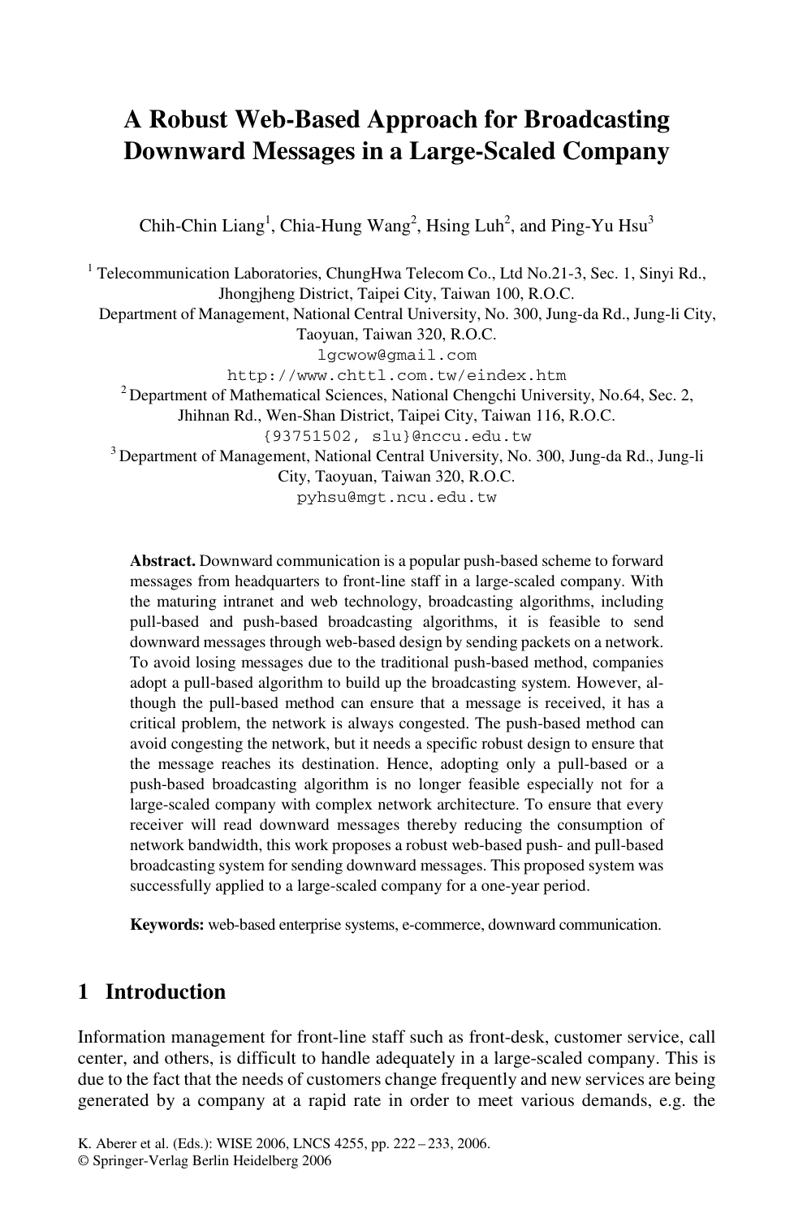# A Robust Web-Based Approach for Broadcasting Downward Messages in a Large-Scaled Company

Chih-Chin Liang[1], Chia-Hung Wang[2], Hsing Luh[2], and Ping-Yu Hsu[3]

[1] Telecommunication Laboratories, ChungHwa Telecom Co., Ltd No.21-3, Sec. 1, Sinyi Rd., Jhongjheng District, Taipei City, Taiwan 100, R.O.C.
Department of Management, National Central University, No. 300, Jung-da Rd., Jung-li City, Taoyuan, Taiwan 320, R.O.C.
lgcwow@gmail.com
http://www.chttl.com.tw/eindex.htm

[2] Department of Mathematical Sciences, National Chengchi University, No.64, Sec. 2, Jhihnan Rd., Wen-Shan District, Taipei City, Taiwan 116, R.O.C.
{93751502, slu}@nccu.edu.tw

[3] Department of Management, National Central University, No. 300, Jung-da Rd., Jung-li City, Taoyuan, Taiwan 320, R.O.C.
pyhsu@mgt.ncu.edu.tw

**Abstract.** Downward communication is a popular push-based scheme to forward messages from headquarters to front-line staff in a large-scaled company. With the maturing intranet and web technology, broadcasting algorithms, including pull-based and push-based broadcasting algorithms, it is feasible to send downward messages through web-based design by sending packets on a network. To avoid losing messages due to the traditional push-based method, companies adopt a pull-based algorithm to build up the broadcasting system. However, although the pull-based method can ensure that a message is received, it has a critical problem, the network is always congested. The push-based method can avoid congesting the network, but it needs a specific robust design to ensure that the message reaches its destination. Hence, adopting only a pull-based or a push-based broadcasting algorithm is no longer feasible especially not for a large-scaled company with complex network architecture. To ensure that every receiver will read downward messages thereby reducing the consumption of network bandwidth, this work proposes a robust web-based push- and pull-based broadcasting system for sending downward messages. This proposed system was successfully applied to a large-scaled company for a one-year period.

**Keywords:** web-based enterprise systems, e-commerce, downward communication.

## 1 Introduction

Information management for front-line staff such as front-desk, customer service, call center, and others, is difficult to handle adequately in a large-scaled company. This is due to the fact that the needs of customers change frequently and new services are being generated by a company at a rapid rate in order to meet various demands, e.g. the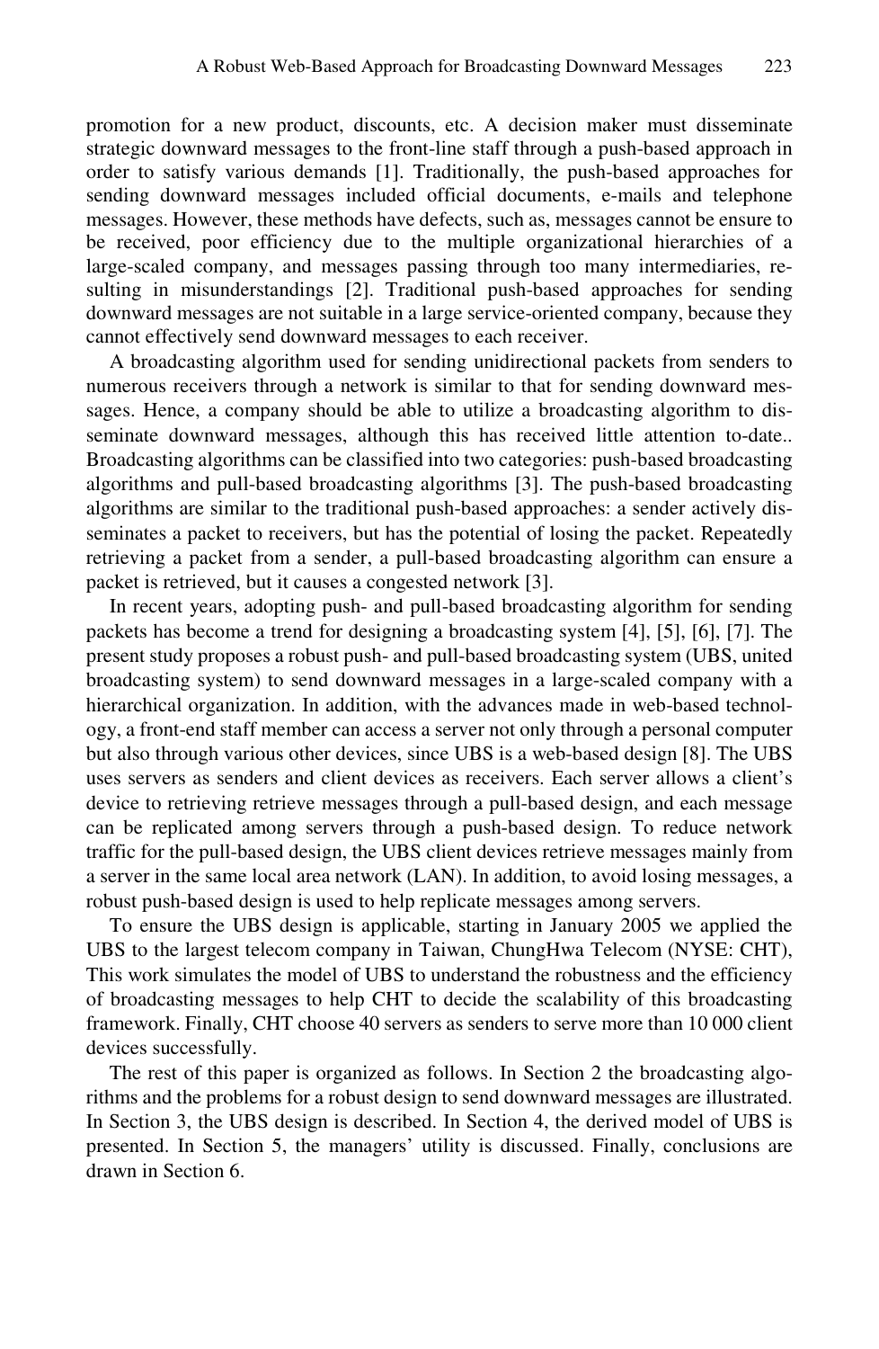promotion for a new product, discounts, etc. A decision maker must disseminate strategic downward messages to the front-line staff through a push-based approach in order to satisfy various demands [1]. Traditionally, the push-based approaches for sending downward messages included official documents, e-mails and telephone messages. However, these methods have defects, such as, messages cannot be ensure to be received, poor efficiency due to the multiple organizational hierarchies of a large-scaled company, and messages passing through too many intermediaries, resulting in misunderstandings [2]. Traditional push-based approaches for sending downward messages are not suitable in a large service-oriented company, because they cannot effectively send downward messages to each receiver.

A broadcasting algorithm used for sending unidirectional packets from senders to numerous receivers through a network is similar to that for sending downward messages. Hence, a company should be able to utilize a broadcasting algorithm to disseminate downward messages, although this has received little attention to-date.. Broadcasting algorithms can be classified into two categories: push-based broadcasting algorithms and pull-based broadcasting algorithms [3]. The push-based broadcasting algorithms are similar to the traditional push-based approaches: a sender actively disseminates a packet to receivers, but has the potential of losing the packet. Repeatedly retrieving a packet from a sender, a pull-based broadcasting algorithm can ensure a packet is retrieved, but it causes a congested network [3].

In recent years, adopting push- and pull-based broadcasting algorithm for sending packets has become a trend for designing a broadcasting system [4], [5], [6], [7]. The present study proposes a robust push- and pull-based broadcasting system (UBS, united broadcasting system) to send downward messages in a large-scaled company with a hierarchical organization. In addition, with the advances made in web-based technology, a front-end staff member can access a server not only through a personal computer but also through various other devices, since UBS is a web-based design [8]. The UBS uses servers as senders and client devices as receivers. Each server allows a client's device to retrieving retrieve messages through a pull-based design, and each message can be replicated among servers through a push-based design. To reduce network traffic for the pull-based design, the UBS client devices retrieve messages mainly from a server in the same local area network (LAN). In addition, to avoid losing messages, a robust push-based design is used to help replicate messages among servers.

To ensure the UBS design is applicable, starting in January 2005 we applied the UBS to the largest telecom company in Taiwan, ChungHwa Telecom (NYSE: CHT), This work simulates the model of UBS to understand the robustness and the efficiency of broadcasting messages to help CHT to decide the scalability of this broadcasting framework. Finally, CHT choose 40 servers as senders to serve more than 10 000 client devices successfully.

The rest of this paper is organized as follows. In Section 2 the broadcasting algorithms and the problems for a robust design to send downward messages are illustrated. In Section 3, the UBS design is described. In Section 4, the derived model of UBS is presented. In Section 5, the managers' utility is discussed. Finally, conclusions are drawn in Section 6.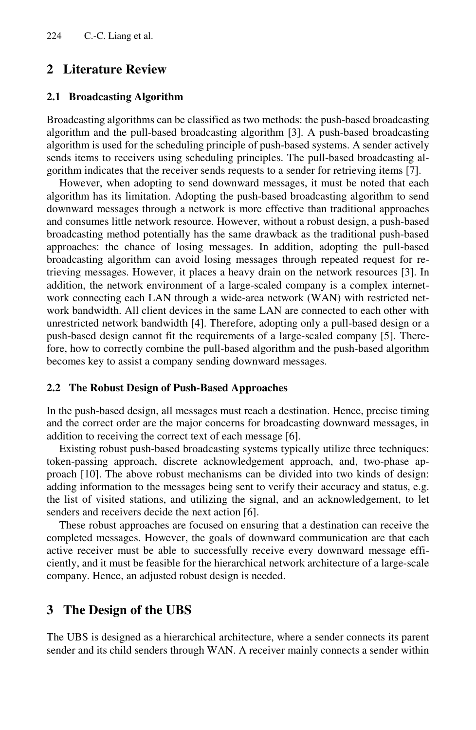## 2 Literature Review

### 2.1 Broadcasting Algorithm

Broadcasting algorithms can be classified as two methods: the push-based broadcasting algorithm and the pull-based broadcasting algorithm [3]. A push-based broadcasting algorithm is used for the scheduling principle of push-based systems. A sender actively sends items to receivers using scheduling principles. The pull-based broadcasting algorithm indicates that the receiver sends requests to a sender for retrieving items [7].

However, when adopting to send downward messages, it must be noted that each algorithm has its limitation. Adopting the push-based broadcasting algorithm to send downward messages through a network is more effective than traditional approaches and consumes little network resource. However, without a robust design, a push-based broadcasting method potentially has the same drawback as the traditional push-based approaches: the chance of losing messages. In addition, adopting the pull-based broadcasting algorithm can avoid losing messages through repeated request for retrieving messages. However, it places a heavy drain on the network resources [3]. In addition, the network environment of a large-scaled company is a complex internetwork connecting each LAN through a wide-area network (WAN) with restricted network bandwidth. All client devices in the same LAN are connected to each other with unrestricted network bandwidth [4]. Therefore, adopting only a pull-based design or a push-based design cannot fit the requirements of a large-scaled company [5]. Therefore, how to correctly combine the pull-based algorithm and the push-based algorithm becomes key to assist a company sending downward messages.

### 2.2 The Robust Design of Push-Based Approaches

In the push-based design, all messages must reach a destination. Hence, precise timing and the correct order are the major concerns for broadcasting downward messages, in addition to receiving the correct text of each message [6].

Existing robust push-based broadcasting systems typically utilize three techniques: token-passing approach, discrete acknowledgement approach, and, two-phase approach [10]. The above robust mechanisms can be divided into two kinds of design: adding information to the messages being sent to verify their accuracy and status, e.g. the list of visited stations, and utilizing the signal, and an acknowledgement, to let senders and receivers decide the next action [6].

These robust approaches are focused on ensuring that a destination can receive the completed messages. However, the goals of downward communication are that each active receiver must be able to successfully receive every downward message efficiently, and it must be feasible for the hierarchical network architecture of a large-scale company. Hence, an adjusted robust design is needed.

## 3 The Design of the UBS

The UBS is designed as a hierarchical architecture, where a sender connects its parent sender and its child senders through WAN. A receiver mainly connects a sender within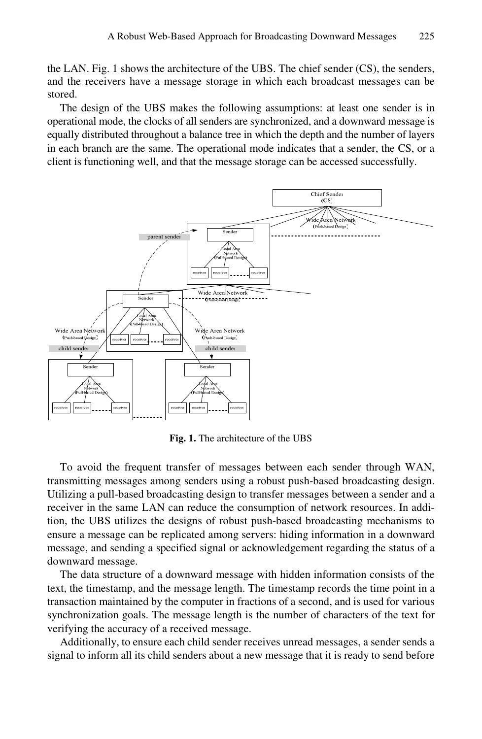the LAN. Fig. 1 shows the architecture of the UBS. The chief sender (CS), the senders, and the receivers have a message storage in which each broadcast messages can be stored.

The design of the UBS makes the following assumptions: at least one sender is in operational mode, the clocks of all senders are synchronized, and a downward message is equally distributed throughout a balance tree in which the depth and the number of layers in each branch are the same. The operational mode indicates that a sender, the CS, or a client is functioning well, and that the message storage can be accessed successfully.

**Fig. 1.** The architecture of the UBS

To avoid the frequent transfer of messages between each sender through WAN, transmitting messages among senders using a robust push-based broadcasting design. Utilizing a pull-based broadcasting design to transfer messages between a sender and a receiver in the same LAN can reduce the consumption of network resources. In addition, the UBS utilizes the designs of robust push-based broadcasting mechanisms to ensure a message can be replicated among servers: hiding information in a downward message, and sending a specified signal or acknowledgement regarding the status of a downward message.

The data structure of a downward message with hidden information consists of the text, the timestamp, and the message length. The timestamp records the time point in a transaction maintained by the computer in fractions of a second, and is used for various synchronization goals. The message length is the number of characters of the text for verifying the accuracy of a received message.

Additionally, to ensure each child sender receives unread messages, a sender sends a signal to inform all its child senders about a new message that it is ready to send before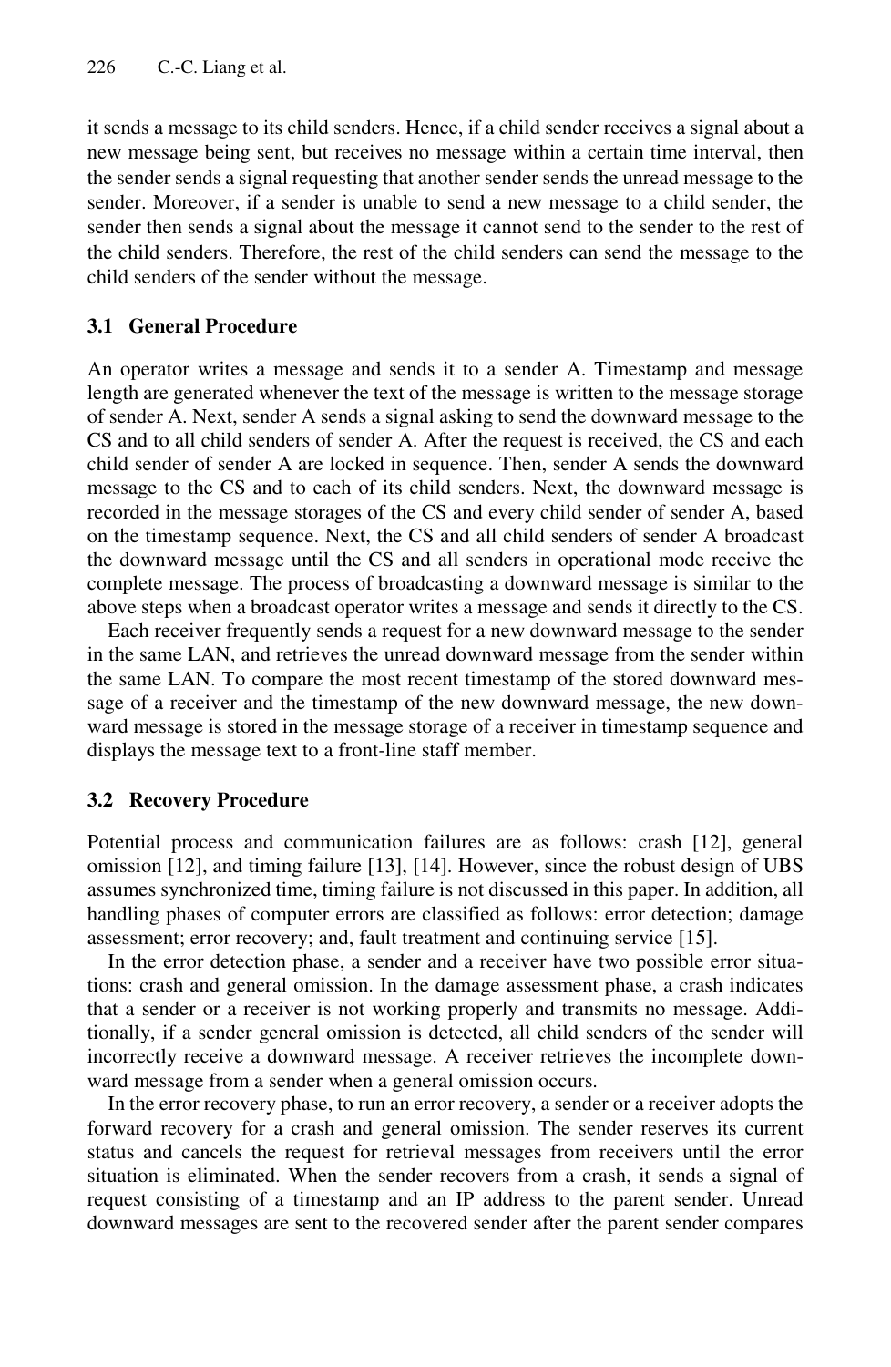it sends a message to its child senders. Hence, if a child sender receives a signal about a new message being sent, but receives no message within a certain time interval, then the sender sends a signal requesting that another sender sends the unread message to the sender. Moreover, if a sender is unable to send a new message to a child sender, the sender then sends a signal about the message it cannot send to the sender to the rest of the child senders. Therefore, the rest of the child senders can send the message to the child senders of the sender without the message.

### 3.1 General Procedure

An operator writes a message and sends it to a sender A. Timestamp and message length are generated whenever the text of the message is written to the message storage of sender A. Next, sender A sends a signal asking to send the downward message to the CS and to all child senders of sender A. After the request is received, the CS and each child sender of sender A are locked in sequence. Then, sender A sends the downward message to the CS and to each of its child senders. Next, the downward message is recorded in the message storages of the CS and every child sender of sender A, based on the timestamp sequence. Next, the CS and all child senders of sender A broadcast the downward message until the CS and all senders in operational mode receive the complete message. The process of broadcasting a downward message is similar to the above steps when a broadcast operator writes a message and sends it directly to the CS.

Each receiver frequently sends a request for a new downward message to the sender in the same LAN, and retrieves the unread downward message from the sender within the same LAN. To compare the most recent timestamp of the stored downward message of a receiver and the timestamp of the new downward message, the new downward message is stored in the message storage of a receiver in timestamp sequence and displays the message text to a front-line staff member.

### 3.2 Recovery Procedure

Potential process and communication failures are as follows: crash [12], general omission [12], and timing failure [13], [14]. However, since the robust design of UBS assumes synchronized time, timing failure is not discussed in this paper. In addition, all handling phases of computer errors are classified as follows: error detection; damage assessment; error recovery; and, fault treatment and continuing service [15].

In the error detection phase, a sender and a receiver have two possible error situations: crash and general omission. In the damage assessment phase, a crash indicates that a sender or a receiver is not working properly and transmits no message. Additionally, if a sender general omission is detected, all child senders of the sender will incorrectly receive a downward message. A receiver retrieves the incomplete downward message from a sender when a general omission occurs.

In the error recovery phase, to run an error recovery, a sender or a receiver adopts the forward recovery for a crash and general omission. The sender reserves its current status and cancels the request for retrieval messages from receivers until the error situation is eliminated. When the sender recovers from a crash, it sends a signal of request consisting of a timestamp and an IP address to the parent sender. Unread downward messages are sent to the recovered sender after the parent sender compares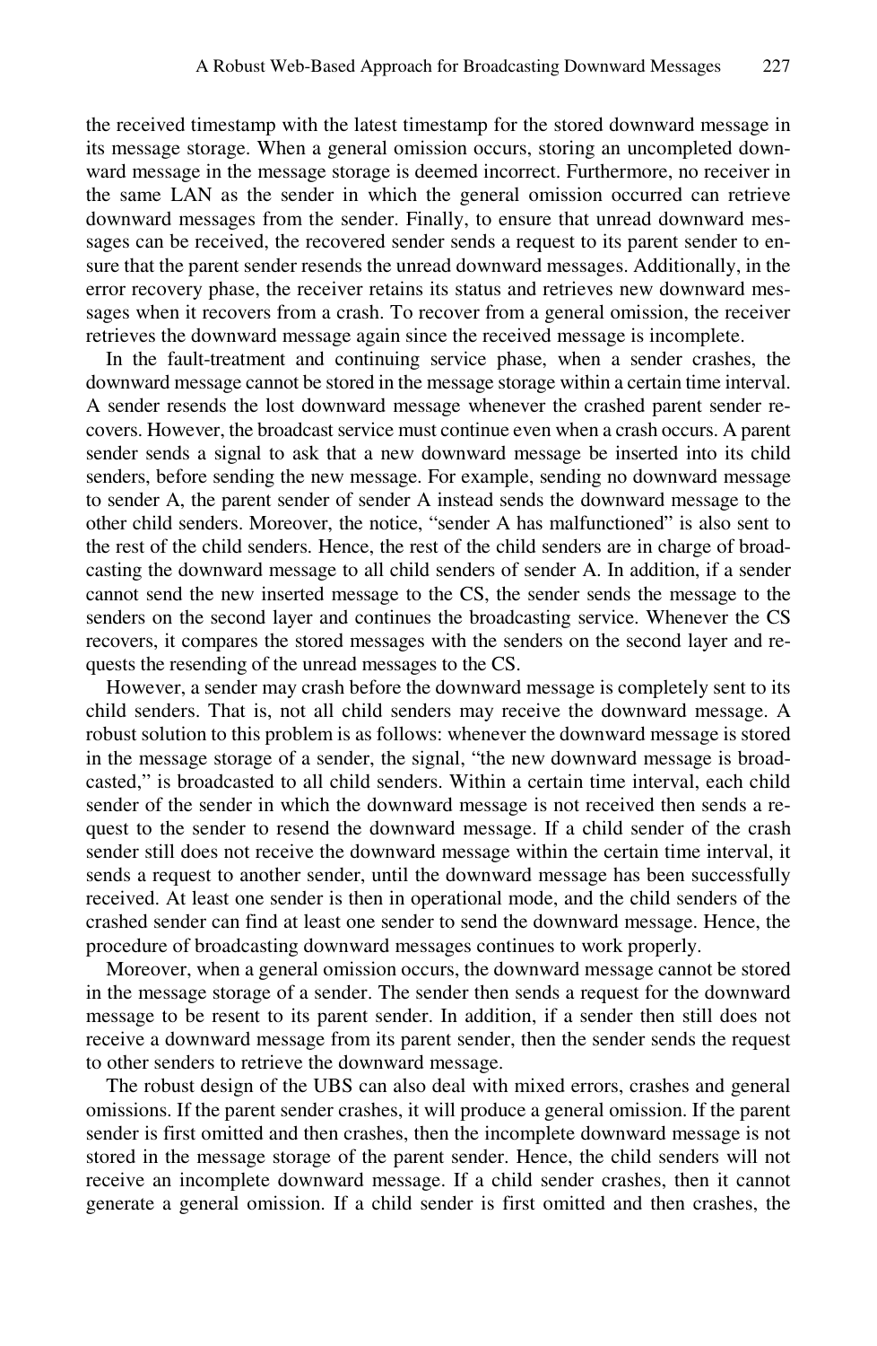the received timestamp with the latest timestamp for the stored downward message in its message storage. When a general omission occurs, storing an uncompleted downward message in the message storage is deemed incorrect. Furthermore, no receiver in the same LAN as the sender in which the general omission occurred can retrieve downward messages from the sender. Finally, to ensure that unread downward messages can be received, the recovered sender sends a request to its parent sender to ensure that the parent sender resends the unread downward messages. Additionally, in the error recovery phase, the receiver retains its status and retrieves new downward messages when it recovers from a crash. To recover from a general omission, the receiver retrieves the downward message again since the received message is incomplete.

In the fault-treatment and continuing service phase, when a sender crashes, the downward message cannot be stored in the message storage within a certain time interval. A sender resends the lost downward message whenever the crashed parent sender recovers. However, the broadcast service must continue even when a crash occurs. A parent sender sends a signal to ask that a new downward message be inserted into its child senders, before sending the new message. For example, sending no downward message to sender A, the parent sender of sender A instead sends the downward message to the other child senders. Moreover, the notice, "sender A has malfunctioned" is also sent to the rest of the child senders. Hence, the rest of the child senders are in charge of broadcasting the downward message to all child senders of sender A. In addition, if a sender cannot send the new inserted message to the CS, the sender sends the message to the senders on the second layer and continues the broadcasting service. Whenever the CS recovers, it compares the stored messages with the senders on the second layer and requests the resending of the unread messages to the CS.

However, a sender may crash before the downward message is completely sent to its child senders. That is, not all child senders may receive the downward message. A robust solution to this problem is as follows: whenever the downward message is stored in the message storage of a sender, the signal, "the new downward message is broadcasted," is broadcasted to all child senders. Within a certain time interval, each child sender of the sender in which the downward message is not received then sends a request to the sender to resend the downward message. If a child sender of the crash sender still does not receive the downward message within the certain time interval, it sends a request to another sender, until the downward message has been successfully received. At least one sender is then in operational mode, and the child senders of the crashed sender can find at least one sender to send the downward message. Hence, the procedure of broadcasting downward messages continues to work properly.

Moreover, when a general omission occurs, the downward message cannot be stored in the message storage of a sender. The sender then sends a request for the downward message to be resent to its parent sender. In addition, if a sender then still does not receive a downward message from its parent sender, then the sender sends the request to other senders to retrieve the downward message.

The robust design of the UBS can also deal with mixed errors, crashes and general omissions. If the parent sender crashes, it will produce a general omission. If the parent sender is first omitted and then crashes, then the incomplete downward message is not stored in the message storage of the parent sender. Hence, the child senders will not receive an incomplete downward message. If a child sender crashes, then it cannot generate a general omission. If a child sender is first omitted and then crashes, the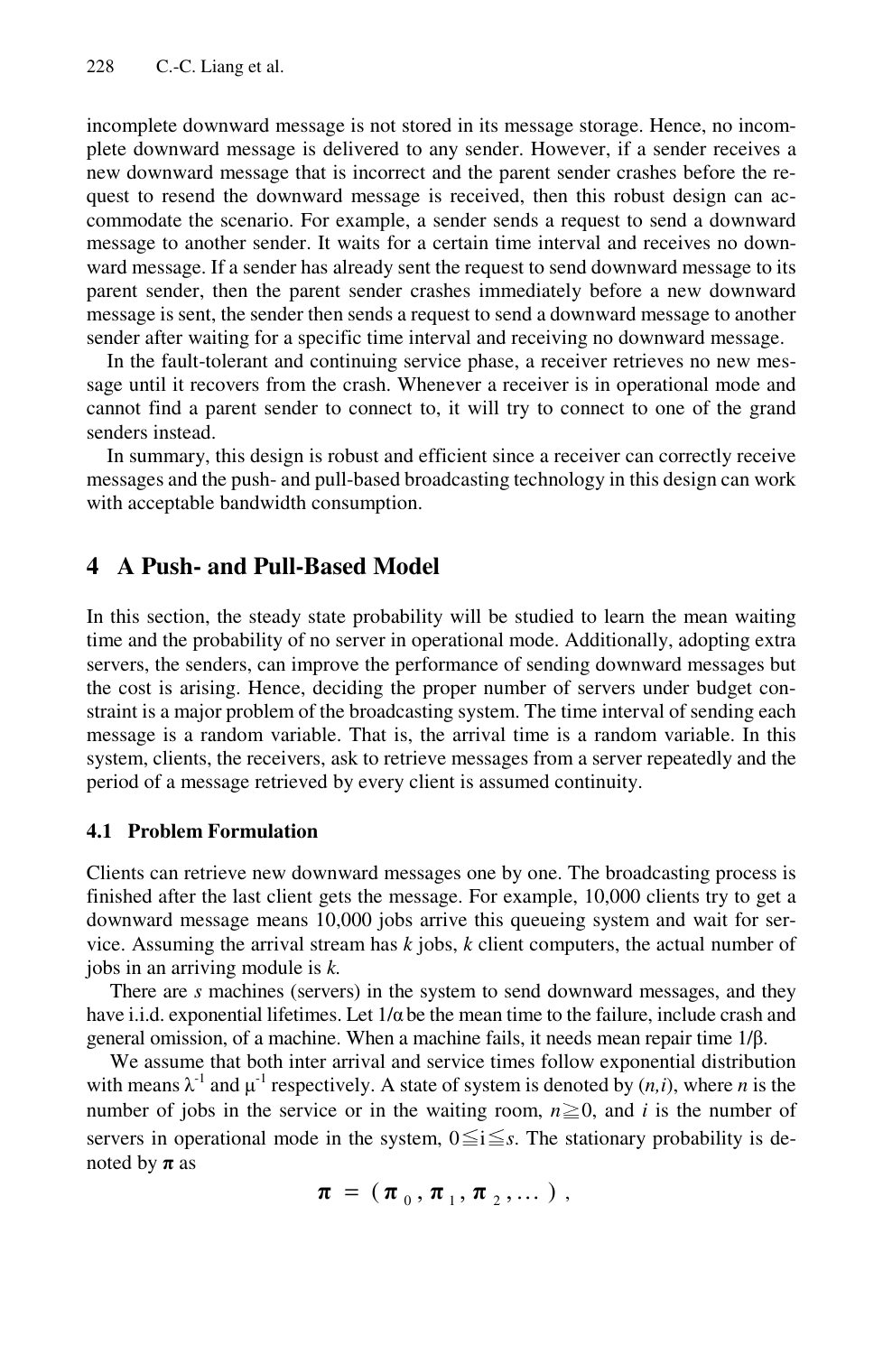incomplete downward message is not stored in its message storage. Hence, no incomplete downward message is delivered to any sender. However, if a sender receives a new downward message that is incorrect and the parent sender crashes before the request to resend the downward message is received, then this robust design can accommodate the scenario. For example, a sender sends a request to send a downward message to another sender. It waits for a certain time interval and receives no downward message. If a sender has already sent the request to send downward message to its parent sender, then the parent sender crashes immediately before a new downward message is sent, the sender then sends a request to send a downward message to another sender after waiting for a specific time interval and receiving no downward message.

In the fault-tolerant and continuing service phase, a receiver retrieves no new message until it recovers from the crash. Whenever a receiver is in operational mode and cannot find a parent sender to connect to, it will try to connect to one of the grand senders instead.

In summary, this design is robust and efficient since a receiver can correctly receive messages and the push- and pull-based broadcasting technology in this design can work with acceptable bandwidth consumption.

## 4 A Push- and Pull-Based Model

In this section, the steady state probability will be studied to learn the mean waiting time and the probability of no server in operational mode. Additionally, adopting extra servers, the senders, can improve the performance of sending downward messages but the cost is arising. Hence, deciding the proper number of servers under budget constraint is a major problem of the broadcasting system. The time interval of sending each message is a random variable. That is, the arrival time is a random variable. In this system, clients, the receivers, ask to retrieve messages from a server repeatedly and the period of a message retrieved by every client is assumed continuity.

### 4.1 Problem Formulation

Clients can retrieve new downward messages one by one. The broadcasting process is finished after the last client gets the message. For example, 10,000 clients try to get a downward message means 10,000 jobs arrive this queueing system and wait for service. Assuming the arrival stream has *k* jobs, *k* client computers, the actual number of jobs in an arriving module is *k*.

There are *s* machines (servers) in the system to send downward messages, and they have i.i.d. exponential lifetimes. Let $1/\alpha$ be the mean time to the failure, include crash and general omission, of a machine. When a machine fails, it needs mean repair time $1/\beta$.

We assume that both inter arrival and service times follow exponential distribution with means $\lambda^{-1}$ and $\mu^{-1}$ respectively. A state of system is denoted by $(n,i)$, where $n$ is the number of jobs in the service or in the waiting room, $n \geqq 0$, and $i$ is the number of servers in operational mode in the system, $0 \leqq i \leqq s$. The stationary probability is denoted by $\boldsymbol{\pi}$ as

$$\boldsymbol{\pi} = (\boldsymbol{\pi}_0, \boldsymbol{\pi}_1, \boldsymbol{\pi}_2, \dots),$$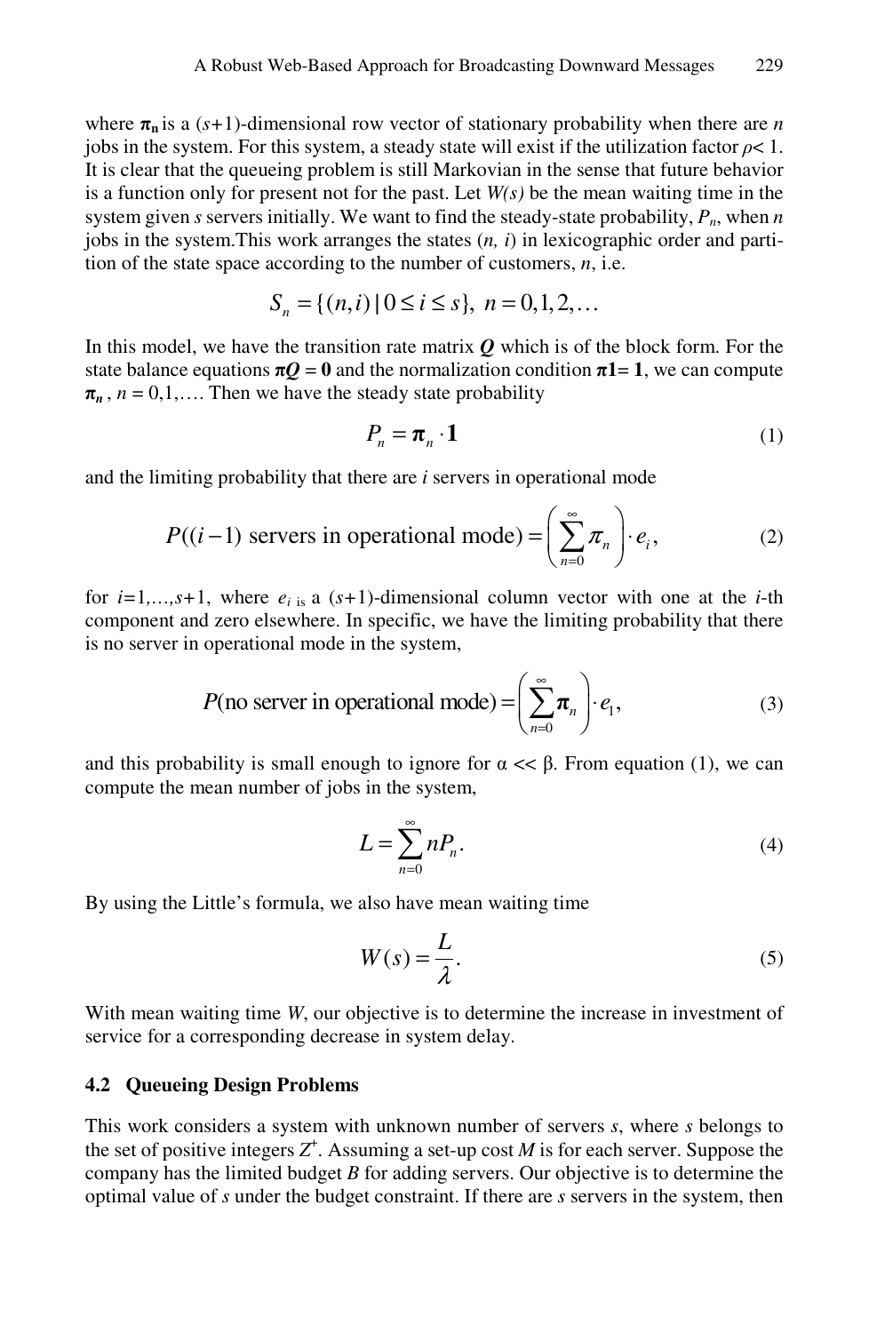where $\boldsymbol{\pi}_{\mathbf{n}}$ is a $(s+1)$-dimensional row vector of stationary probability when there are $n$ jobs in the system. For this system, a steady state will exist if the utilization factor $\rho< 1$. It is clear that the queueing problem is still Markovian in the sense that future behavior is a function only for present not for the past. Let $W(s)$ be the mean waiting time in the system given $s$ servers initially. We want to find the steady-state probability, $P_n$, when $n$ jobs in the system.This work arranges the states $(n, i)$ in lexicographic order and partition of the state space according to the number of customers, $n$, i.e.

$$S_n = \{(n,i) \mid 0 \le i \le s\},\ n = 0,1,2,\ldots$$

In this model, we have the transition rate matrix $\boldsymbol{Q}$ which is of the block form. For the state balance equations $\boldsymbol{\pi Q} = \mathbf{0}$ and the normalization condition $\boldsymbol{\pi}\mathbf{1}= \mathbf{1}$, we can compute $\boldsymbol{\pi}_n$, $n = 0,1,\ldots$. Then we have the steady state probability

$$P_n = \boldsymbol{\pi}_n \cdot \mathbf{1} \tag{1}$$

and the limiting probability that there are $i$ servers in operational mode

$$P((i-1) \text{ servers in operational mode}) = \left(\sum_{n=0}^{\infty} \pi_n\right) \cdot e_i, \tag{2}$$

for $i=1,\ldots,s+1$, where $e_i$ is a $(s+1)$-dimensional column vector with one at the $i$-th component and zero elsewhere. In specific, we have the limiting probability that there is no server in operational mode in the system,

$$P(\text{no server in operational mode}) = \left(\sum_{n=0}^{\infty} \boldsymbol{\pi}_n\right) \cdot e_1, \tag{3}$$

and this probability is small enough to ignore for $\alpha << \beta$. From equation (1), we can compute the mean number of jobs in the system,

$$L = \sum_{n=0}^{\infty} nP_n. \tag{4}$$

By using the Little's formula, we also have mean waiting time

$$W(s) = \frac{L}{\lambda}. \tag{5}$$

With mean waiting time $W$, our objective is to determine the increase in investment of service for a corresponding decrease in system delay.

### 4.2 Queueing Design Problems

This work considers a system with unknown number of servers $s$, where $s$ belongs to the set of positive integers $Z^+$. Assuming a set-up cost $M$ is for each server. Suppose the company has the limited budget $B$ for adding servers. Our objective is to determine the optimal value of $s$ under the budget constraint. If there are $s$ servers in the system, then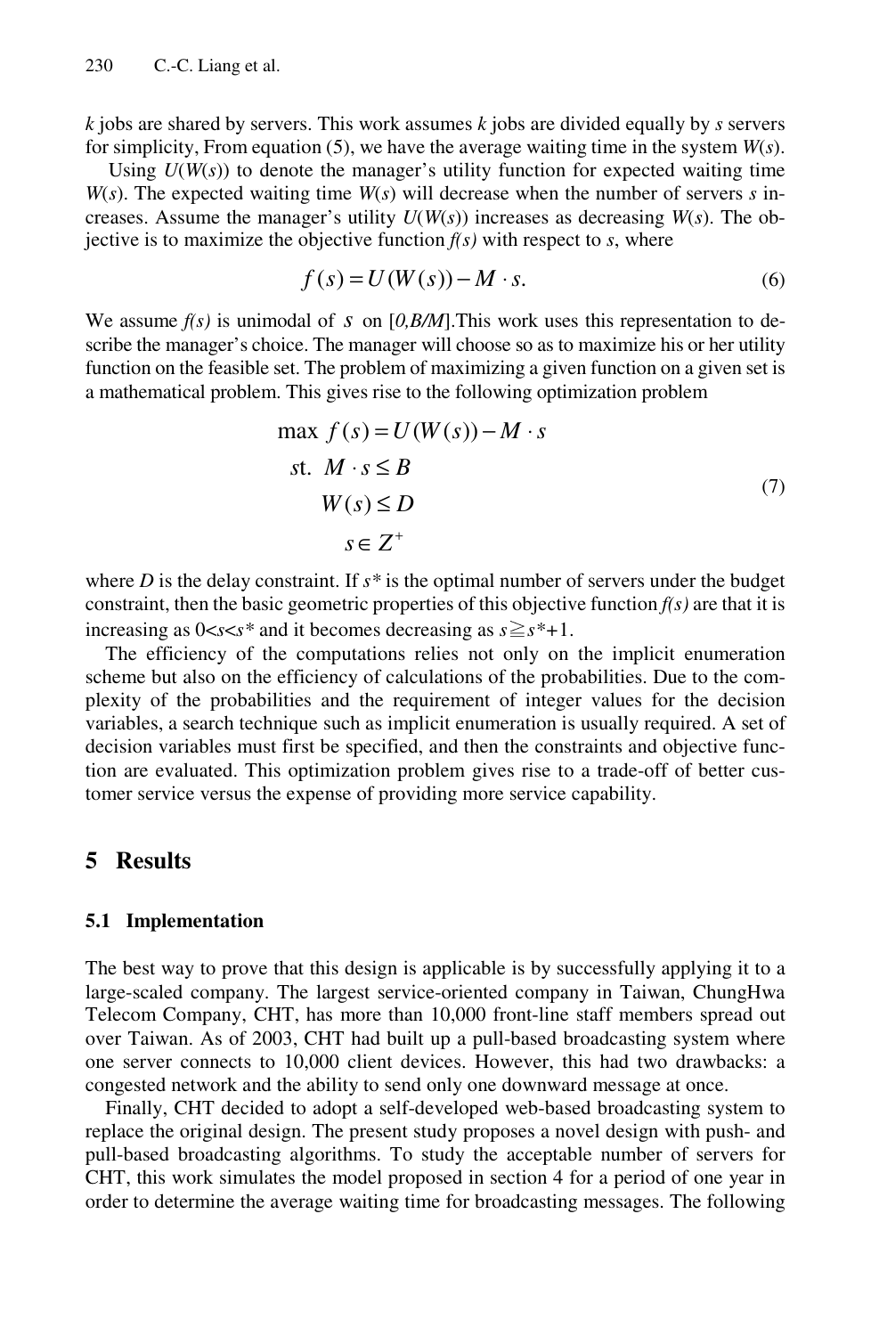$k$ jobs are shared by servers. This work assumes $k$ jobs are divided equally by $s$ servers for simplicity, From equation (5), we have the average waiting time in the system $W(s)$.

Using $U(W(s))$ to denote the manager's utility function for expected waiting time $W(s)$. The expected waiting time $W(s)$ will decrease when the number of servers $s$ increases. Assume the manager's utility $U(W(s))$ increases as decreasing $W(s)$. The objective is to maximize the objective function $f(s)$ with respect to $s$, where

$$f(s) = U(W(s)) - M \cdot s. \tag{6}$$

We assume $f(s)$ is unimodal of $s$ on $[0,B/M]$.This work uses this representation to describe the manager's choice. The manager will choose so as to maximize his or her utility function on the feasible set. The problem of maximizing a given function on a given set is a mathematical problem. This gives rise to the following optimization problem

$$\begin{aligned} \max\ & f(s) = U(W(s)) - M \cdot s \\ \text{st.}\ & M \cdot s \le B \\ & W(s) \le D \\ & s \in Z^{+} \end{aligned} \tag{7}$$

where $D$ is the delay constraint. If $s^*$ is the optimal number of servers under the budget constraint, then the basic geometric properties of this objective function $f(s)$ are that it is increasing as $0<s<s^*$ and it becomes decreasing as $s \geqq s^*+1$.

The efficiency of the computations relies not only on the implicit enumeration scheme but also on the efficiency of calculations of the probabilities. Due to the complexity of the probabilities and the requirement of integer values for the decision variables, a search technique such as implicit enumeration is usually required. A set of decision variables must first be specified, and then the constraints and objective function are evaluated. This optimization problem gives rise to a trade-off of better customer service versus the expense of providing more service capability.

## 5 Results

### 5.1 Implementation

The best way to prove that this design is applicable is by successfully applying it to a large-scaled company. The largest service-oriented company in Taiwan, ChungHwa Telecom Company, CHT, has more than 10,000 front-line staff members spread out over Taiwan. As of 2003, CHT had built up a pull-based broadcasting system where one server connects to 10,000 client devices. However, this had two drawbacks: a congested network and the ability to send only one downward message at once.

Finally, CHT decided to adopt a self-developed web-based broadcasting system to replace the original design. The present study proposes a novel design with push- and pull-based broadcasting algorithms. To study the acceptable number of servers for CHT, this work simulates the model proposed in section 4 for a period of one year in order to determine the average waiting time for broadcasting messages. The following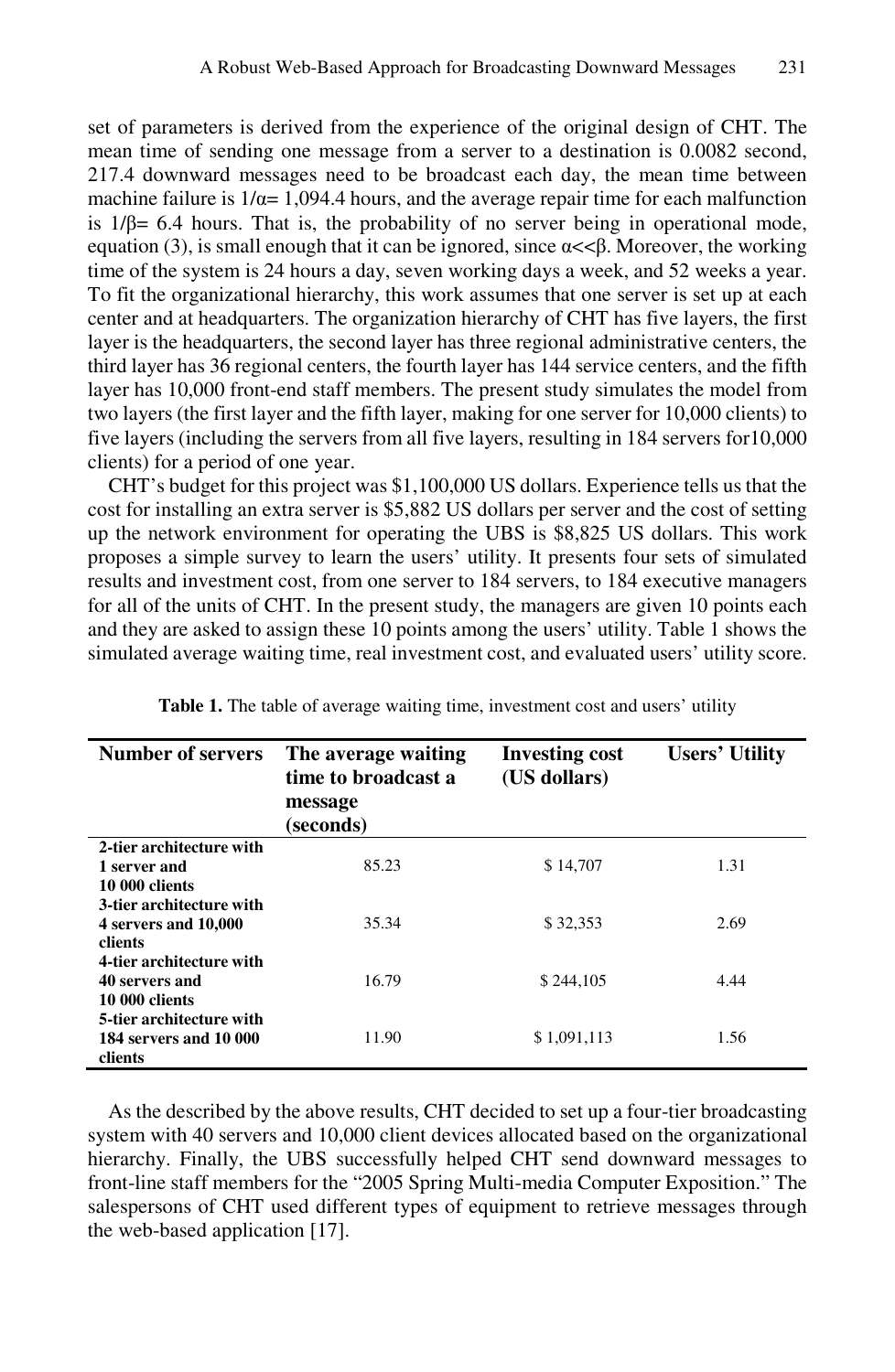set of parameters is derived from the experience of the original design of CHT. The mean time of sending one message from a server to a destination is 0.0082 second, 217.4 downward messages need to be broadcast each day, the mean time between machine failure is $1/\alpha$= 1,094.4 hours, and the average repair time for each malfunction is $1/\beta$= 6.4 hours. That is, the probability of no server being in operational mode, equation (3), is small enough that it can be ignored, since $\alpha << \beta$. Moreover, the working time of the system is 24 hours a day, seven working days a week, and 52 weeks a year. To fit the organizational hierarchy, this work assumes that one server is set up at each center and at headquarters. The organization hierarchy of CHT has five layers, the first layer is the headquarters, the second layer has three regional administrative centers, the third layer has 36 regional centers, the fourth layer has 144 service centers, and the fifth layer has 10,000 front-end staff members. The present study simulates the model from two layers (the first layer and the fifth layer, making for one server for 10,000 clients) to five layers (including the servers from all five layers, resulting in 184 servers for10,000 clients) for a period of one year.

CHT's budget for this project was $1,100,000 US dollars. Experience tells us that the cost for installing an extra server is $5,882 US dollars per server and the cost of setting up the network environment for operating the UBS is $8,825 US dollars. This work proposes a simple survey to learn the users' utility. It presents four sets of simulated results and investment cost, from one server to 184 servers, to 184 executive managers for all of the units of CHT. In the present study, the managers are given 10 points each and they are asked to assign these 10 points among the users' utility. Table 1 shows the simulated average waiting time, real investment cost, and evaluated users' utility score.

**Table 1.** The table of average waiting time, investment cost and users' utility

| Number of servers | The average waiting time to broadcast a message (seconds) | Investing cost (US dollars) | Users' Utility |
|---|---|---|---|
| 2-tier architecture with 1 server and 10 000 clients | 85.23 | $ 14,707 | 1.31 |
| 3-tier architecture with 4 servers and 10,000 clients | 35.34 | $ 32,353 | 2.69 |
| 4-tier architecture with 40 servers and 10 000 clients | 16.79 | $ 244,105 | 4.44 |
| 5-tier architecture with 184 servers and 10 000 clients | 11.90 | $ 1,091,113 | 1.56 |

As the described by the above results, CHT decided to set up a four-tier broadcasting system with 40 servers and 10,000 client devices allocated based on the organizational hierarchy. Finally, the UBS successfully helped CHT send downward messages to front-line staff members for the "2005 Spring Multi-media Computer Exposition." The salespersons of CHT used different types of equipment to retrieve messages through the web-based application [17].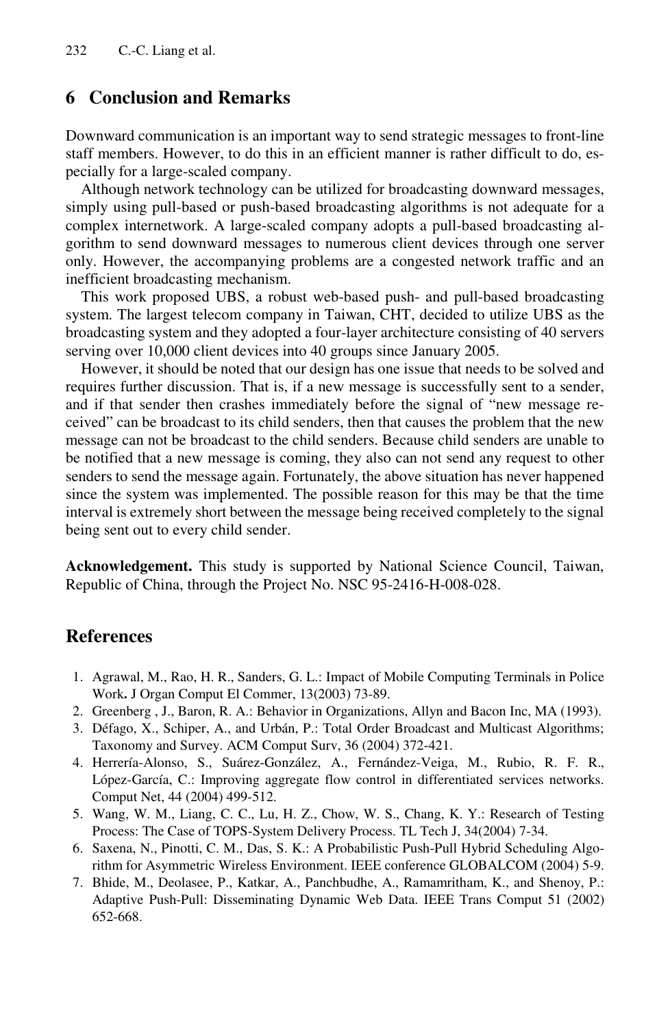## 6 Conclusion and Remarks

Downward communication is an important way to send strategic messages to front-line staff members. However, to do this in an efficient manner is rather difficult to do, especially for a large-scaled company.

Although network technology can be utilized for broadcasting downward messages, simply using pull-based or push-based broadcasting algorithms is not adequate for a complex internetwork. A large-scaled company adopts a pull-based broadcasting algorithm to send downward messages to numerous client devices through one server only. However, the accompanying problems are a congested network traffic and an inefficient broadcasting mechanism.

This work proposed UBS, a robust web-based push- and pull-based broadcasting system. The largest telecom company in Taiwan, CHT, decided to utilize UBS as the broadcasting system and they adopted a four-layer architecture consisting of 40 servers serving over 10,000 client devices into 40 groups since January 2005.

However, it should be noted that our design has one issue that needs to be solved and requires further discussion. That is, if a new message is successfully sent to a sender, and if that sender then crashes immediately before the signal of "new message received" can be broadcast to its child senders, then that causes the problem that the new message can not be broadcast to the child senders. Because child senders are unable to be notified that a new message is coming, they also can not send any request to other senders to send the message again. Fortunately, the above situation has never happened since the system was implemented. The possible reason for this may be that the time interval is extremely short between the message being received completely to the signal being sent out to every child sender.

**Acknowledgement.** This study is supported by National Science Council, Taiwan, Republic of China, through the Project No. NSC 95-2416-H-008-028.

## References

1. Agrawal, M., Rao, H. R., Sanders, G. L.: Impact of Mobile Computing Terminals in Police Work**.** J Organ Comput El Commer, 13(2003) 73-89.
2. Greenberg , J., Baron, R. A.: Behavior in Organizations, Allyn and Bacon Inc, MA (1993).
3. Défago, X., Schiper, A., and Urbán, P.: Total Order Broadcast and Multicast Algorithms; Taxonomy and Survey. ACM Comput Surv, 36 (2004) 372-421.
4. Herrería-Alonso, S., Suárez-González, A., Fernández-Veiga, M., Rubio, R. F. R., López-García, C.: Improving aggregate flow control in differentiated services networks. Comput Net, 44 (2004) 499-512.
5. Wang, W. M., Liang, C. C., Lu, H. Z., Chow, W. S., Chang, K. Y.: Research of Testing Process: The Case of TOPS-System Delivery Process. TL Tech J, 34(2004) 7-34.
6. Saxena, N., Pinotti, C. M., Das, S. K.: A Probabilistic Push-Pull Hybrid Scheduling Algorithm for Asymmetric Wireless Environment. IEEE conference GLOBALCOM (2004) 5-9.
7. Bhide, M., Deolasee, P., Katkar, A., Panchbudhe, A., Ramamritham, K., and Shenoy, P.: Adaptive Push-Pull: Disseminating Dynamic Web Data. IEEE Trans Comput 51 (2002) 652-668.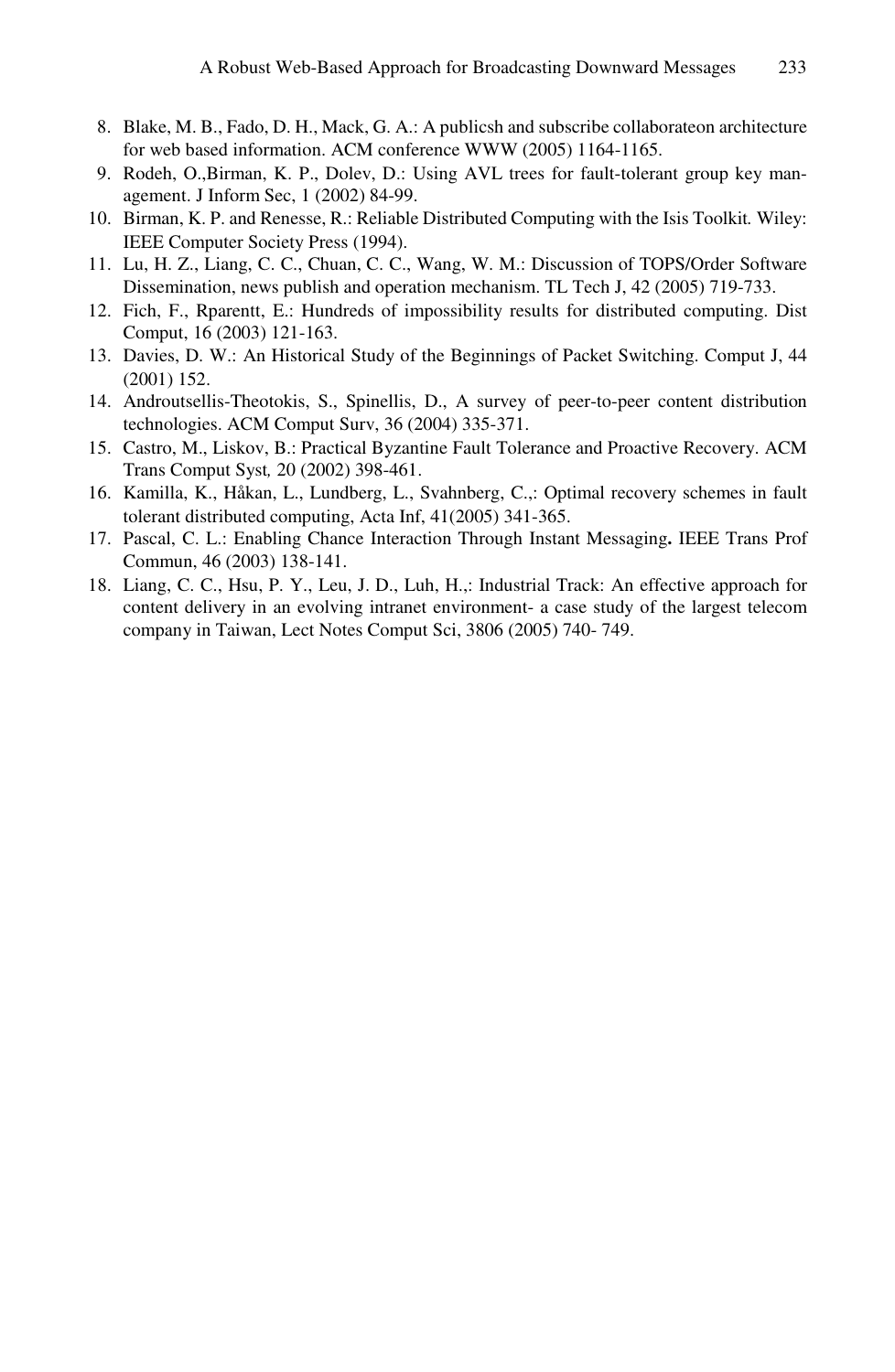8. Blake, M. B., Fado, D. H., Mack, G. A.: A publicsh and subscribe collaborateon architecture for web based information. ACM conference WWW (2005) 1164-1165.
9. Rodeh, O.,Birman, K. P., Dolev, D.: Using AVL trees for fault-tolerant group key management. J Inform Sec, 1 (2002) 84-99.
10. Birman, K. P. and Renesse, R.: Reliable Distributed Computing with the Isis Toolkit. Wiley: IEEE Computer Society Press (1994).
11. Lu, H. Z., Liang, C. C., Chuan, C. C., Wang, W. M.: Discussion of TOPS/Order Software Dissemination, news publish and operation mechanism. TL Tech J, 42 (2005) 719-733.
12. Fich, F., Rparentt, E.: Hundreds of impossibility results for distributed computing. Dist Comput, 16 (2003) 121-163.
13. Davies, D. W.: An Historical Study of the Beginnings of Packet Switching. Comput J, 44 (2001) 152.
14. Androutsellis-Theotokis, S., Spinellis, D., A survey of peer-to-peer content distribution technologies. ACM Comput Surv, 36 (2004) 335-371.
15. Castro, M., Liskov, B.: Practical Byzantine Fault Tolerance and Proactive Recovery. ACM Trans Comput Syst, 20 (2002) 398-461.
16. Kamilla, K., Håkan, L., Lundberg, L., Svahnberg, C.,: Optimal recovery schemes in fault tolerant distributed computing, Acta Inf, 41(2005) 341-365.
17. Pascal, C. L.: Enabling Chance Interaction Through Instant Messaging**.** IEEE Trans Prof Commun, 46 (2003) 138-141.
18. Liang, C. C., Hsu, P. Y., Leu, J. D., Luh, H.,: Industrial Track: An effective approach for content delivery in an evolving intranet environment- a case study of the largest telecom company in Taiwan, Lect Notes Comput Sci, 3806 (2005) 740- 749.